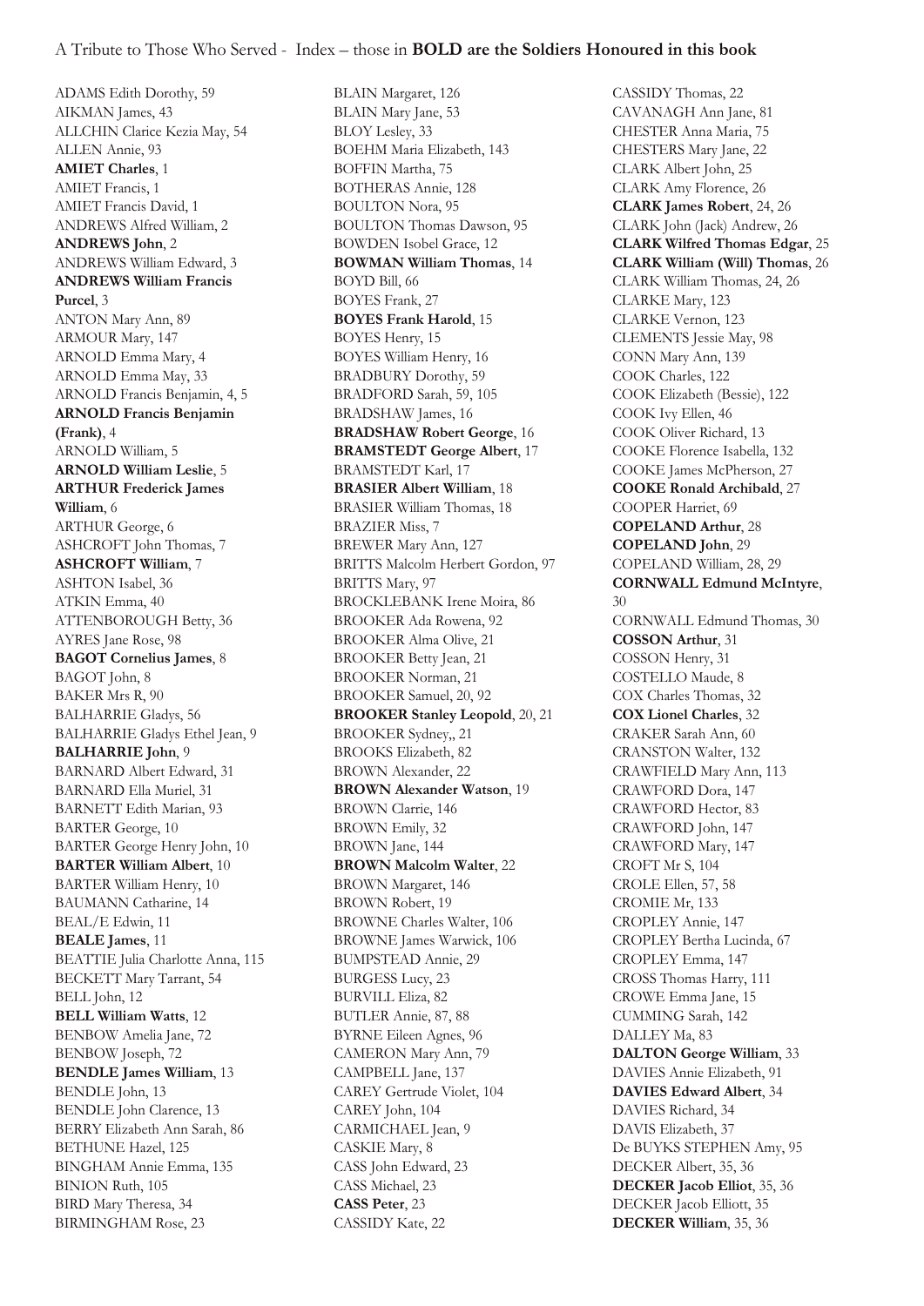A Tribute to Those Who Served - Index – those in **BOLD are the Soldiers Honoured in this book**

ADAMS Edith Dorothy, 59
AIKMAN James, 43
ALLCHIN Clarice Kezia May, 54
ALLEN Annie, 93
**AMIET Charles**, 1
AMIET Francis, 1
AMIET Francis David, 1
ANDREWS Alfred William, 2
**ANDREWS John**, 2
ANDREWS William Edward, 3
**ANDREWS William Francis Purcel**, 3
ANTON Mary Ann, 89
ARMOUR Mary, 147
ARNOLD Emma Mary, 4
ARNOLD Emma May, 33
ARNOLD Francis Benjamin, 4, 5
**ARNOLD Francis Benjamin (Frank)**, 4
ARNOLD William, 5
**ARNOLD William Leslie**, 5
**ARTHUR Frederick James William**, 6
ARTHUR George, 6
ASHCROFT John Thomas, 7
**ASHCROFT William**, 7
ASHTON Isabel, 36
ATKIN Emma, 40
ATTENBOROUGH Betty, 36
AYRES Jane Rose, 98
**BAGOT Cornelius James**, 8
BAGOT John, 8
BAKER Mrs R, 90
BALHARRIE Gladys, 56
BALHARRIE Gladys Ethel Jean, 9
**BALHARRIE John**, 9
BARNARD Albert Edward, 31
BARNARD Ella Muriel, 31
BARNETT Edith Marian, 93
BARTER George, 10
BARTER George Henry John, 10
**BARTER William Albert**, 10
BARTER William Henry, 10
BAUMANN Catharine, 14
BEAL/E Edwin, 11
**BEALE James**, 11
BEATTIE Julia Charlotte Anna, 115
BECKETT Mary Tarrant, 54
BELL John, 12
**BELL William Watts**, 12
BENBOW Amelia Jane, 72
BENBOW Joseph, 72
**BENDLE James William**, 13
BENDLE John, 13
BENDLE John Clarence, 13
BERRY Elizabeth Ann Sarah, 86
BETHUNE Hazel, 125
BINGHAM Annie Emma, 135
BINION Ruth, 105
BIRD Mary Theresa, 34
BIRMINGHAM Rose, 23
BLAIN Margaret, 126
BLAIN Mary Jane, 53
BLOY Lesley, 33
BOEHM Maria Elizabeth, 143
BOFFIN Martha, 75
BOTHERAS Annie, 128
BOULTON Nora, 95
BOULTON Thomas Dawson, 95
BOWDEN Isobel Grace, 12
**BOWMAN William Thomas**, 14
BOYD Bill, 66
BOYES Frank, 27
**BOYES Frank Harold**, 15
BOYES Henry, 15
BOYES William Henry, 16
BRADBURY Dorothy, 59
BRADFORD Sarah, 59, 105
BRADSHAW James, 16
**BRADSHAW Robert George**, 16
**BRAMSTEDT George Albert**, 17
BRAMSTEDT Karl, 17
**BRASIER Albert William**, 18
BRASIER William Thomas, 18
BRAZIER Miss, 7
BREWER Mary Ann, 127
BRITTS Malcolm Herbert Gordon, 97
BRITTS Mary, 97
BROCKLEBANK Irene Moira, 86
BROOKER Ada Rowena, 92
BROOKER Alma Olive, 21
BROOKER Betty Jean, 21
BROOKER Norman, 21
BROOKER Samuel, 20, 92
**BROOKER Stanley Leopold**, 20, 21
BROOKER Sydney,, 21
BROOKS Elizabeth, 82
BROWN Alexander, 22
**BROWN Alexander Watson**, 19
BROWN Clarrie, 146
BROWN Emily, 32
BROWN Jane, 144
**BROWN Malcolm Walter**, 22
BROWN Margaret, 146
BROWN Robert, 19
BROWNE Charles Walter, 106
BROWNE James Warwick, 106
BUMPSTEAD Annie, 29
BURGESS Lucy, 23
BURVILL Eliza, 82
BUTLER Annie, 87, 88
BYRNE Eileen Agnes, 96
CAMERON Mary Ann, 79
CAMPBELL Jane, 137
CAREY Gertrude Violet, 104
CAREY John, 104
CARMICHAEL Jean, 9
CASKIE Mary, 8
CASS John Edward, 23
CASS Michael, 23
**CASS Peter**, 23
CASSIDY Kate, 22
CASSIDY Thomas, 22
CAVANAGH Ann Jane, 81
CHESTER Anna Maria, 75
CHESTERS Mary Jane, 22
CLARK Albert John, 25
CLARK Amy Florence, 26
**CLARK James Robert**, 24, 26
CLARK John (Jack) Andrew, 26
**CLARK Wilfred Thomas Edgar**, 25
**CLARK William (Will) Thomas**, 26
CLARK William Thomas, 24, 26
CLARKE Mary, 123
CLARKE Vernon, 123
CLEMENTS Jessie May, 98
CONN Mary Ann, 139
COOK Charles, 122
COOK Elizabeth (Bessie), 122
COOK Ivy Ellen, 46
COOK Oliver Richard, 13
COOKE Florence Isabella, 132
COOKE James McPherson, 27
**COOKE Ronald Archibald**, 27
COOPER Harriet, 69
**COPELAND Arthur**, 28
**COPELAND John**, 29
COPELAND William, 28, 29
**CORNWALL Edmund McIntyre**, 30
CORNWALL Edmund Thomas, 30
**COSSON Arthur**, 31
COSSON Henry, 31
COSTELLO Maude, 8
COX Charles Thomas, 32
**COX Lionel Charles**, 32
CRAKER Sarah Ann, 60
CRANSTON Walter, 132
CRAWFIELD Mary Ann, 113
CRAWFORD Dora, 147
CRAWFORD Hector, 83
CRAWFORD John, 147
CRAWFORD Mary, 147
CROFT Mr S, 104
CROLE Ellen, 57, 58
CROMIE Mr, 133
CROPLEY Annie, 147
CROPLEY Bertha Lucinda, 67
CROPLEY Emma, 147
CROSS Thomas Harry, 111
CROWE Emma Jane, 15
CUMMING Sarah, 142
DALLEY Ma, 83
**DALTON George William**, 33
DAVIES Annie Elizabeth, 91
**DAVIES Edward Albert**, 34
DAVIES Richard, 34
DAVIS Elizabeth, 37
De BUYKS STEPHEN Amy, 95
DECKER Albert, 35, 36
**DECKER Jacob Elliot**, 35, 36
DECKER Jacob Elliott, 35
**DECKER William**, 35, 36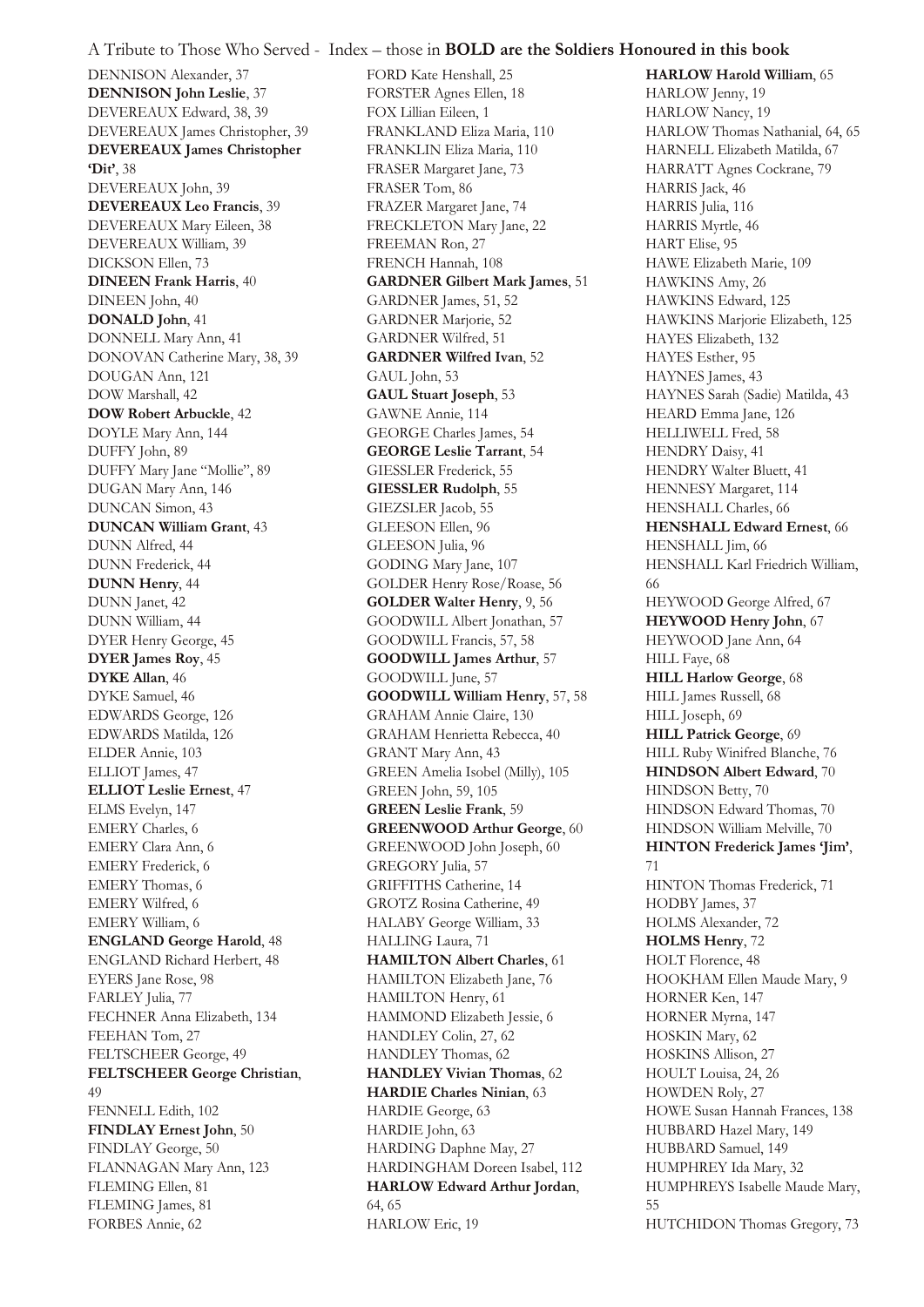A Tribute to Those Who Served - Index – those in **BOLD** are the Soldiers Honoured in this book

DENNISON Alexander, 37
**DENNISON John Leslie**, 37
DEVEREAUX Edward, 38, 39
DEVEREAUX James Christopher, 39
**DEVEREAUX James Christopher 'Dit'**, 38
DEVEREAUX John, 39
**DEVEREAUX Leo Francis**, 39
DEVEREAUX Mary Eileen, 38
DEVEREAUX William, 39
DICKSON Ellen, 73
**DINEEN Frank Harris**, 40
DINEEN John, 40
**DONALD John**, 41
DONNELL Mary Ann, 41
DONOVAN Catherine Mary, 38, 39
DOUGAN Ann, 121
DOW Marshall, 42
**DOW Robert Arbuckle**, 42
DOYLE Mary Ann, 144
DUFFY John, 89
DUFFY Mary Jane "Mollie", 89
DUGAN Mary Ann, 146
DUNCAN Simon, 43
**DUNCAN William Grant**, 43
DUNN Alfred, 44
DUNN Frederick, 44
**DUNN Henry**, 44
DUNN Janet, 42
DUNN William, 44
DYER Henry George, 45
**DYER James Roy**, 45
**DYKE Allan**, 46
DYKE Samuel, 46
EDWARDS George, 126
EDWARDS Matilda, 126
ELDER Annie, 103
ELLIOT James, 47
**ELLIOT Leslie Ernest**, 47
ELMS Evelyn, 147
EMERY Charles, 6
EMERY Clara Ann, 6
EMERY Frederick, 6
EMERY Thomas, 6
EMERY Wilfred, 6
EMERY William, 6
**ENGLAND George Harold**, 48
ENGLAND Richard Herbert, 48
EYERS Jane Rose, 98
FARLEY Julia, 77
FECHNER Anna Elizabeth, 134
FEEHAN Tom, 27
FELTSCHEER George, 49
**FELTSCHEER George Christian**, 49
FENNELL Edith, 102
**FINDLAY Ernest John**, 50
FINDLAY George, 50
FLANNAGAN Mary Ann, 123
FLEMING Ellen, 81
FLEMING James, 81
FORBES Annie, 62
FORD Kate Henshall, 25
FORSTER Agnes Ellen, 18
FOX Lillian Eileen, 1
FRANKLAND Eliza Maria, 110
FRANKLIN Eliza Maria, 110
FRASER Margaret Jane, 73
FRASER Tom, 86
FRAZER Margaret Jane, 74
FRECKLETON Mary Jane, 22
FREEMAN Ron, 27
FRENCH Hannah, 108
**GARDNER Gilbert Mark James**, 51
GARDNER James, 51, 52
GARDNER Marjorie, 52
GARDNER Wilfred, 51
**GARDNER Wilfred Ivan**, 52
GAUL John, 53
**GAUL Stuart Joseph**, 53
GAWNE Annie, 114
GEORGE Charles James, 54
**GEORGE Leslie Tarrant**, 54
GIESSLER Frederick, 55
**GIESSLER Rudolph**, 55
GIEZSLER Jacob, 55
GLEESON Ellen, 96
GLEESON Julia, 96
GODING Mary Jane, 107
GOLDER Henry Rose/Roase, 56
**GOLDER Walter Henry**, 9, 56
GOODWILL Albert Jonathan, 57
GOODWILL Francis, 57, 58
**GOODWILL James Arthur**, 57
GOODWILL June, 57
**GOODWILL William Henry**, 57, 58
GRAHAM Annie Claire, 130
GRAHAM Henrietta Rebecca, 40
GRANT Mary Ann, 43
GREEN Amelia Isobel (Milly), 105
GREEN John, 59, 105
**GREEN Leslie Frank**, 59
**GREENWOOD Arthur George**, 60
GREENWOOD John Joseph, 60
GREGORY Julia, 57
GRIFFITHS Catherine, 14
GROTZ Rosina Catherine, 49
HALABY George William, 33
HALLING Laura, 71
**HAMILTON Albert Charles**, 61
HAMILTON Elizabeth Jane, 76
HAMILTON Henry, 61
HAMMOND Elizabeth Jessie, 6
HANDLEY Colin, 27, 62
HANDLEY Thomas, 62
**HANDLEY Vivian Thomas**, 62
**HARDIE Charles Ninian**, 63
HARDIE George, 63
HARDIE John, 63
HARDING Daphne May, 27
HARDINGHAM Doreen Isabel, 112
**HARLOW Edward Arthur Jordan**, 64, 65
HARLOW Eric, 19
**HARLOW Harold William**, 65
HARLOW Jenny, 19
HARLOW Nancy, 19
HARLOW Thomas Nathanial, 64, 65
HARNELL Elizabeth Matilda, 67
HARRATT Agnes Cockrane, 79
HARRIS Jack, 46
HARRIS Julia, 116
HARRIS Myrtle, 46
HART Elise, 95
HAWE Elizabeth Marie, 109
HAWKINS Amy, 26
HAWKINS Edward, 125
HAWKINS Marjorie Elizabeth, 125
HAYES Elizabeth, 132
HAYES Esther, 95
HAYNES James, 43
HAYNES Sarah (Sadie) Matilda, 43
HEARD Emma Jane, 126
HELLIWELL Fred, 58
HENDRY Daisy, 41
HENDRY Walter Bluett, 41
HENNESY Margaret, 114
HENSHALL Charles, 66
**HENSHALL Edward Ernest**, 66
HENSHALL Jim, 66
HENSHALL Karl Friedrich William, 66
HEYWOOD George Alfred, 67
**HEYWOOD Henry John**, 67
HEYWOOD Jane Ann, 64
HILL Faye, 68
**HILL Harlow George**, 68
HILL James Russell, 68
HILL Joseph, 69
**HILL Patrick George**, 69
HILL Ruby Winifred Blanche, 76
**HINDSON Albert Edward**, 70
HINDSON Betty, 70
HINDSON Edward Thomas, 70
HINDSON William Melville, 70
**HINTON Frederick James 'Jim'**, 71
HINTON Thomas Frederick, 71
HODBY James, 37
HOLMS Alexander, 72
**HOLMS Henry**, 72
HOLT Florence, 48
HOOKHAM Ellen Maude Mary, 9
HORNER Ken, 147
HORNER Myrna, 147
HOSKIN Mary, 62
HOSKINS Allison, 27
HOULT Louisa, 24, 26
HOWDEN Roly, 27
HOWE Susan Hannah Frances, 138
HUBBARD Hazel Mary, 149
HUBBARD Samuel, 149
HUMPHREY Ida Mary, 32
HUMPHREYS Isabelle Maude Mary, 55
HUTCHIDON Thomas Gregory, 73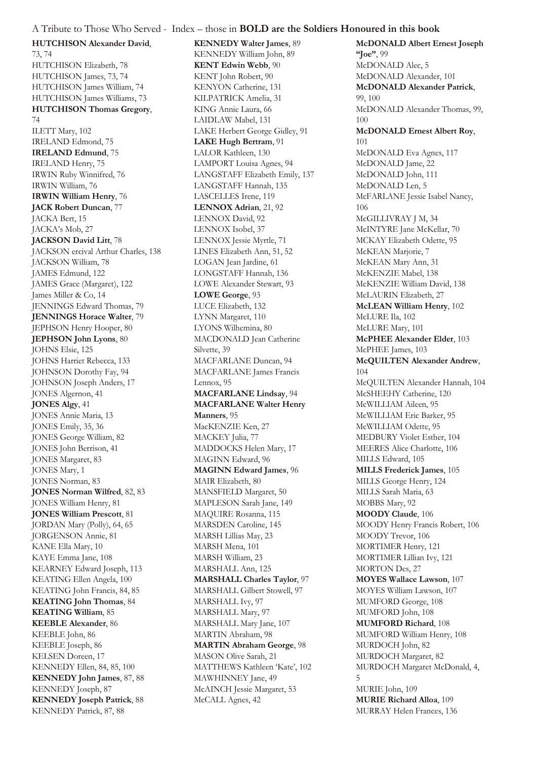A Tribute to Those Who Served - Index – those in **BOLD are the Soldiers Honoured in this book**

**HUTCHISON Alexander David**, 73, 74
HUTCHISON Elizabeth, 78
HUTCHISON James, 73, 74
HUTCHISON James William, 74
HUTCHISON James Williams, 73
**HUTCHISON Thomas Gregory**, 74
ILETT Mary, 102
IRELAND Edmond, 75
**IRELAND Edmund**, 75
IRELAND Henry, 75
IRWIN Ruby Winnifred, 76
IRWIN William, 76
**IRWIN William Henry**, 76
**JACK Robert Duncan**, 77
JACKA Bert, 15
JACKA's Mob, 27
**JACKSON David Litt**, 78
JACKSON ercival Arthur Charles, 138
JACKSON William, 78
JAMES Edmund, 122
JAMES Grace (Margaret), 122
James Miller & Co, 14
JENNINGS Edward Thomas, 79
**JENNINGS Horace Walter**, 79
JEPHSON Henry Hooper, 80
**JEPHSON John Lyons**, 80
JOHNS Elsie, 125
JOHNS Harriet Rebecca, 133
JOHNSON Dorothy Fay, 94
JOHNSON Joseph Anders, 17
JONES Algernon, 41
**JONES Algy**, 41
JONES Annie Maria, 13
JONES Emily, 35, 36
JONES George William, 82
JONES John Berrison, 41
JONES Margaret, 83
JONES Mary, 1
JONES Norman, 83
**JONES Norman Wilfred**, 82, 83
JONES William Henry, 81
**JONES William Prescott**, 81
JORDAN Mary (Polly), 64, 65
JORGENSON Annie, 81
KANE Ella Mary, 10
KAYE Emma Jane, 108
KEARNEY Edward Joseph, 113
KEATING Ellen Angela, 100
KEATING John Francis, 84, 85
**KEATING John Thomas**, 84
**KEATING William**, 85
**KEEBLE Alexander**, 86
KEEBLE John, 86
KEEBLE Joseph, 86
KELSEN Doreen, 17
KENNEDY Ellen, 84, 85, 100
**KENNEDY John James**, 87, 88
KENNEDY Joseph, 87
**KENNEDY Joseph Patrick**, 88
KENNEDY Patrick, 87, 88
**KENNEDY Walter James**, 89
KENNEDY William John, 89
**KENT Edwin Webb**, 90
KENT John Robert, 90
KENYON Catherine, 131
KILPATRICK Amelia, 31
KING Annie Laura, 66
LAIDLAW Mabel, 131
LAKE Herbert George Gidley, 91
**LAKE Hugh Bertram**, 91
LALOR Kathleen, 130
LAMPORT Louisa Agnes, 94
LANGSTAFF Elizabeth Emily, 137
LANGSTAFF Hannah, 135
LASCELLES Irene, 119
**LENNOX Adrian**, 21, 92
LENNOX David, 92
LENNOX Isobel, 37
LENNOX Jessie Myrtle, 71
LINES Elizabeth Ann, 51, 52
LOGAN Jean Jardine, 61
LONGSTAFF Hannah, 136
LOWE Alexander Stewart, 93
**LOWE George**, 93
LUCE Elizabeth, 132
LYNN Margaret, 110
LYONS Wilhemina, 80
MACDONALD Jean Catherine Silvette, 39
MACFARLANE Duncan, 94
MACFARLANE James Francis Lennox, 95
**MACFARLANE Lindsay**, 94
**MACFARLANE Walter Henry Manners**, 95
MacKENZIE Ken, 27
MACKEY Julia, 77
MADDOCKS Helen Mary, 17
MAGINN Edward, 96
**MAGINN Edward James**, 96
MAIR Elizabeth, 80
MANSFIELD Margaret, 50
MAPLESON Sarah Jane, 149
MAQUIRE Rosanna, 115
MARSDEN Caroline, 145
MARSH Lillias May, 23
MARSH Mena, 101
MARSH William, 23
MARSHALL Ann, 125
**MARSHALL Charles Taylor**, 97
MARSHALL Gilbert Stowell, 97
MARSHALL Ivy, 97
MARSHALL Mary, 97
MARSHALL Mary Jane, 107
MARTIN Abraham, 98
**MARTIN Abraham George**, 98
MASON Olive Sarah, 21
MATTHEWS Kathleen 'Kate', 102
MAWHINNEY Jane, 49
McAINCH Jessie Margaret, 53
McCALL Agnes, 42
**McDONALD Albert Ernest Joseph "Joe"**, 99
McDONALD Alec, 5
McDONALD Alexander, 101
**McDONALD Alexander Patrick**, 99, 100
McDONALD Alexander Thomas, 99, 100
**McDONALD Ernest Albert Roy**, 101
McDONALD Eva Agnes, 117
McDONALD Jame, 22
McDONALD John, 111
McDONALD Len, 5
McFARLANE Jessie Isabel Nancy, 106
McGILLIVRAY J M, 34
McINTYRE Jane McKellar, 70
MCKAY Elizabeth Odette, 95
McKEAN Marjorie, 7
McKEAN Mary Ann, 31
McKENZIE Mabel, 138
McKENZIE William David, 138
McLAURIN Elizabeth, 27
**McLEAN William Henry**, 102
McLURE Ila, 102
McLURE Mary, 101
**McPHEE Alexander Elder**, 103
McPHEE James, 103
**McQUILTEN Alexander Andrew**, 104
McQUILTEN Alexander Hannah, 104
McSHEEHY Catherine, 120
McWILLIAM Aileen, 95
McWILLIAM Eric Barker, 95
McWILLIAM Odette, 95
MEDBURY Violet Esther, 104
MEERES Alice Charlotte, 106
MILLS Edward, 105
**MILLS Frederick James**, 105
MILLS George Henry, 124
MILLS Sarah Maria, 63
MOBBS Mary, 92
**MOODY Claude**, 106
MOODY Henry Francis Robert, 106
MOODY Trevor, 106
MORTIMER Henry, 121
MORTIMER Lillian Ivy, 121
MORTON Des, 27
**MOYES Wallace Lawson**, 107
MOYES William Lawson, 107
MUMFORD George, 108
MUMFORD John, 108
**MUMFORD Richard**, 108
MUMFORD William Henry, 108
MURDOCH John, 82
MURDOCH Margaret, 82
MURDOCH Margaret McDonald, 4, 5
MURIE John, 109
**MURIE Richard Alloa**, 109
MURRAY Helen Frances, 136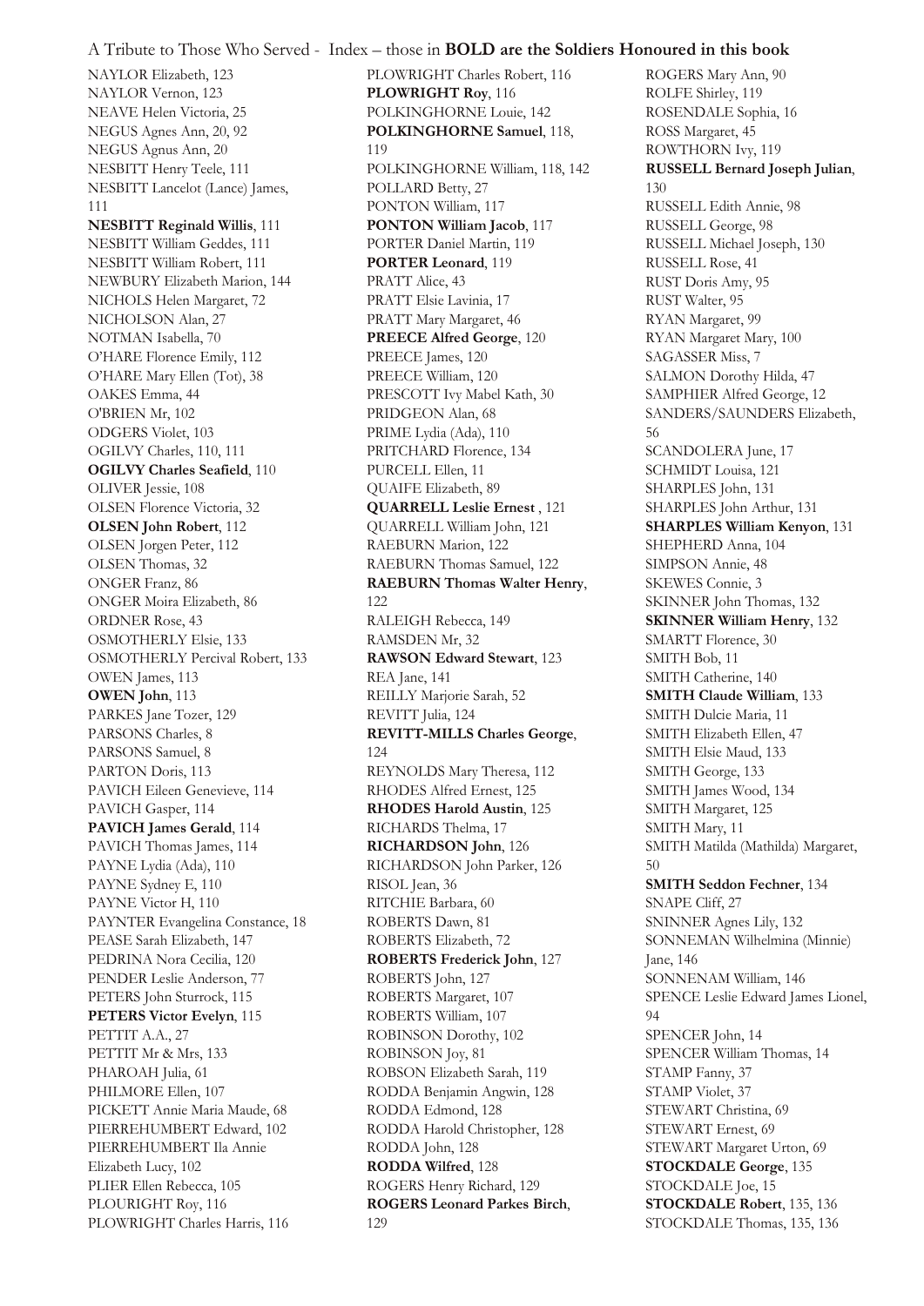NAYLOR Elizabeth, 123
NAYLOR Vernon, 123
NEAVE Helen Victoria, 25
NEGUS Agnes Ann, 20, 92
NEGUS Agnus Ann, 20
NESBITT Henry Teele, 111
NESBITT Lancelot (Lance) James, 111
**NESBITT Reginald Willis**, 111
NESBITT William Geddes, 111
NESBITT William Robert, 111
NEWBURY Elizabeth Marion, 144
NICHOLS Helen Margaret, 72
NICHOLSON Alan, 27
NOTMAN Isabella, 70
O'HARE Florence Emily, 112
O'HARE Mary Ellen (Tot), 38
OAKES Emma, 44
O'BRIEN Mr, 102
ODGERS Violet, 103
OGILVY Charles, 110, 111
**OGILVY Charles Seafield**, 110
OLIVER Jessie, 108
OLSEN Florence Victoria, 32
**OLSEN John Robert**, 112
OLSEN Jorgen Peter, 112
OLSEN Thomas, 32
ONGER Franz, 86
ONGER Moira Elizabeth, 86
ORDNER Rose, 43
OSMOTHERLY Elsie, 133
OSMOTHERLY Percival Robert, 133
OWEN James, 113
**OWEN John**, 113
PARKES Jane Tozer, 129
PARSONS Charles, 8
PARSONS Samuel, 8
PARTON Doris, 113
PAVICH Eileen Genevieve, 114
PAVICH Gasper, 114
**PAVICH James Gerald**, 114
PAVICH Thomas James, 114
PAYNE Lydia (Ada), 110
PAYNE Sydney E, 110
PAYNE Victor H, 110
PAYNTER Evangelina Constance, 18
PEASE Sarah Elizabeth, 147
PEDRINA Nora Cecilia, 120
PENDER Leslie Anderson, 77
PETERS John Sturrock, 115
**PETERS Victor Evelyn**, 115
PETTIT A.A., 27
PETTIT Mr & Mrs, 133
PHAROAH Julia, 61
PHILMORE Ellen, 107
PICKETT Annie Maria Maude, 68
PIERREHUMBERT Edward, 102
PIERREHUMBERT Ila Annie Elizabeth Lucy, 102
PLIER Ellen Rebecca, 105
PLOURIGHT Roy, 116
PLOWRIGHT Charles Harris, 116
PLOWRIGHT Charles Robert, 116
**PLOWRIGHT Roy**, 116
POLKINGHORNE Louie, 142
**POLKINGHORNE Samuel**, 118, 119
POLKINGHORNE William, 118, 142
POLLARD Betty, 27
PONTON William, 117
**PONTON William Jacob**, 117
PORTER Daniel Martin, 119
**PORTER Leonard**, 119
PRATT Alice, 43
PRATT Elsie Lavinia, 17
PRATT Mary Margaret, 46
**PREECE Alfred George**, 120
PREECE James, 120
PREECE William, 120
PRESCOTT Ivy Mabel Kath, 30
PRIDGEON Alan, 68
PRIME Lydia (Ada), 110
PRITCHARD Florence, 134
PURCELL Ellen, 11
QUAIFE Elizabeth, 89
**QUARRELL Leslie Ernest** , 121
QUARRELL William John, 121
RAEBURN Marion, 122
RAEBURN Thomas Samuel, 122
**RAEBURN Thomas Walter Henry**, 122
RALEIGH Rebecca, 149
RAMSDEN Mr, 32
**RAWSON Edward Stewart**, 123
REA Jane, 141
REILLY Marjorie Sarah, 52
REVITT Julia, 124
**REVITT-MILLS Charles George**, 124
REYNOLDS Mary Theresa, 112
RHODES Alfred Ernest, 125
**RHODES Harold Austin**, 125
RICHARDS Thelma, 17
**RICHARDSON John**, 126
RICHARDSON John Parker, 126
RISOL Jean, 36
RITCHIE Barbara, 60
ROBERTS Dawn, 81
ROBERTS Elizabeth, 72
**ROBERTS Frederick John**, 127
ROBERTS John, 127
ROBERTS Margaret, 107
ROBERTS William, 107
ROBINSON Dorothy, 102
ROBINSON Joy, 81
ROBSON Elizabeth Sarah, 119
RODDA Benjamin Angwin, 128
RODDA Edmond, 128
RODDA Harold Christopher, 128
RODDA John, 128
**RODDA Wilfred**, 128
ROGERS Henry Richard, 129
**ROGERS Leonard Parkes Birch**, 129
ROGERS Mary Ann, 90
ROLFE Shirley, 119
ROSENDALE Sophia, 16
ROSS Margaret, 45
ROWTHORN Ivy, 119
**RUSSELL Bernard Joseph Julian**, 130
RUSSELL Edith Annie, 98
RUSSELL George, 98
RUSSELL Michael Joseph, 130
RUSSELL Rose, 41
RUST Doris Amy, 95
RUST Walter, 95
RYAN Margaret, 99
RYAN Margaret Mary, 100
SAGASSER Miss, 7
SALMON Dorothy Hilda, 47
SAMPHIER Alfred George, 12
SANDERS/SAUNDERS Elizabeth, 56
SCANDOLERA June, 17
SCHMIDT Louisa, 121
SHARPLES John, 131
SHARPLES John Arthur, 131
**SHARPLES William Kenyon**, 131
SHEPHERD Anna, 104
SIMPSON Annie, 48
SKEWES Connie, 3
SKINNER John Thomas, 132
**SKINNER William Henry**, 132
SMARTT Florence, 30
SMITH Bob, 11
SMITH Catherine, 140
**SMITH Claude William**, 133
SMITH Dulcie Maria, 11
SMITH Elizabeth Ellen, 47
SMITH Elsie Maud, 133
SMITH George, 133
SMITH James Wood, 134
SMITH Margaret, 125
SMITH Mary, 11
SMITH Matilda (Mathilda) Margaret, 50
**SMITH Seddon Fechner**, 134
SNAPE Cliff, 27
SNINNER Agnes Lily, 132
SONNEMAN Wilhelmina (Minnie) Jane, 146
SONNENAM William, 146
SPENCE Leslie Edward James Lionel, 94
SPENCER John, 14
SPENCER William Thomas, 14
STAMP Fanny, 37
STAMP Violet, 37
STEWART Christina, 69
STEWART Ernest, 69
STEWART Margaret Urton, 69
**STOCKDALE George**, 135
STOCKDALE Joe, 15
**STOCKDALE Robert**, 135, 136
STOCKDALE Thomas, 135, 136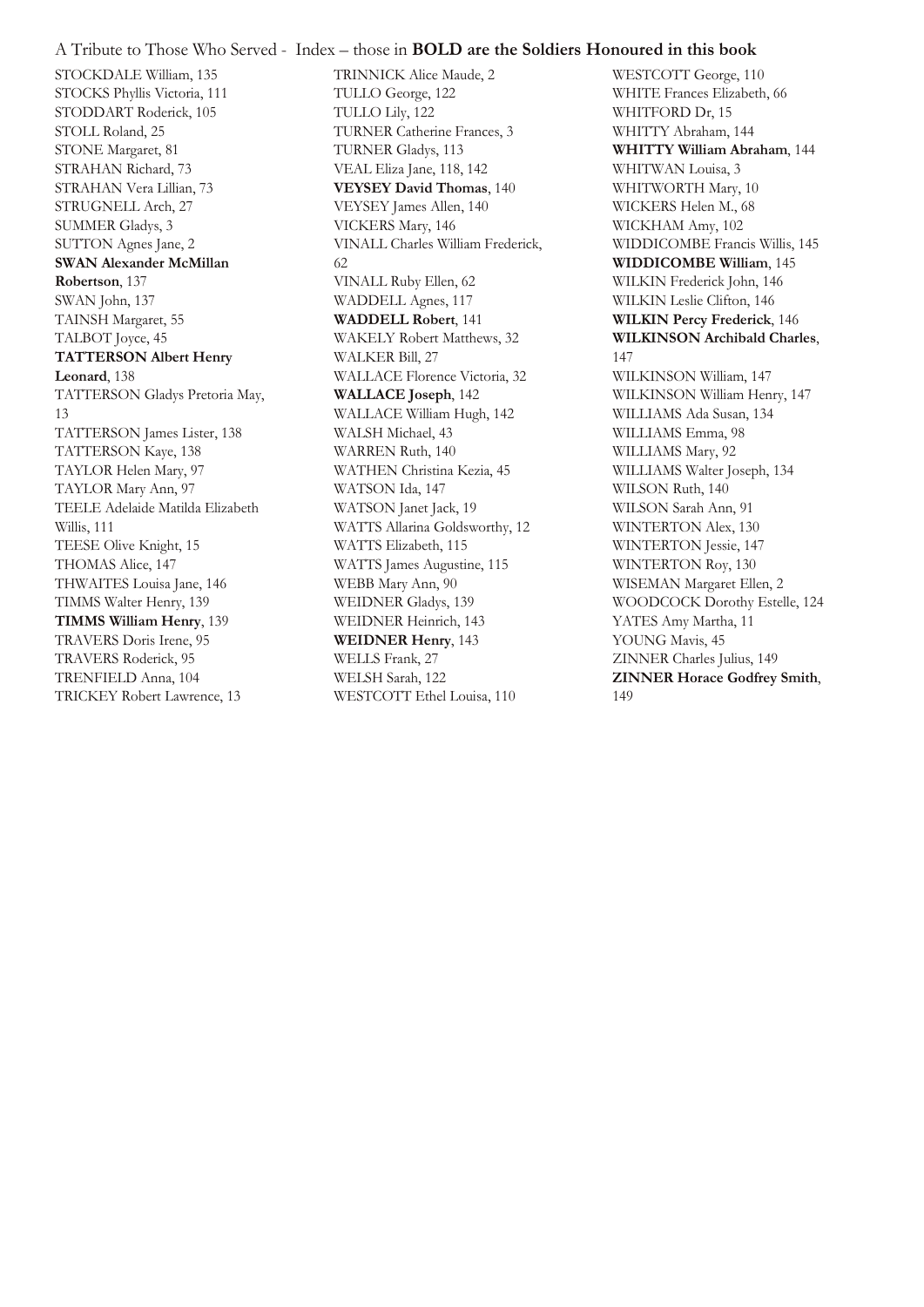A Tribute to Those Who Served - Index – those in **BOLD are the Soldiers Honoured in this book**

STOCKDALE William, 135
STOCKS Phyllis Victoria, 111
STODDART Roderick, 105
STOLL Roland, 25
STONE Margaret, 81
STRAHAN Richard, 73
STRAHAN Vera Lillian, 73
STRUGNELL Arch, 27
SUMMER Gladys, 3
SUTTON Agnes Jane, 2
**SWAN Alexander McMillan Robertson**, 137
SWAN John, 137
TAINSH Margaret, 55
TALBOT Joyce, 45
**TATTERSON Albert Henry Leonard**, 138
TATTERSON Gladys Pretoria May, 13
TATTERSON James Lister, 138
TATTERSON Kaye, 138
TAYLOR Helen Mary, 97
TAYLOR Mary Ann, 97
TEELE Adelaide Matilda Elizabeth Willis, 111
TEESE Olive Knight, 15
THOMAS Alice, 147
THWAITES Louisa Jane, 146
TIMMS Walter Henry, 139
**TIMMS William Henry**, 139
TRAVERS Doris Irene, 95
TRAVERS Roderick, 95
TRENFIELD Anna, 104
TRICKEY Robert Lawrence, 13
TRINNICK Alice Maude, 2
TULLO George, 122
TULLO Lily, 122
TURNER Catherine Frances, 3
TURNER Gladys, 113
VEAL Eliza Jane, 118, 142
**VEYSEY David Thomas**, 140
VEYSEY James Allen, 140
VICKERS Mary, 146
VINALL Charles William Frederick, 62
VINALL Ruby Ellen, 62
WADDELL Agnes, 117
**WADDELL Robert**, 141
WAKELY Robert Matthews, 32
WALKER Bill, 27
WALLACE Florence Victoria, 32
**WALLACE Joseph**, 142
WALLACE William Hugh, 142
WALSH Michael, 43
WARREN Ruth, 140
WATHEN Christina Kezia, 45
WATSON Ida, 147
WATSON Janet Jack, 19
WATTS Allarina Goldsworthy, 12
WATTS Elizabeth, 115
WATTS James Augustine, 115
WEBB Mary Ann, 90
WEIDNER Gladys, 139
WEIDNER Heinrich, 143
**WEIDNER Henry**, 143
WELLS Frank, 27
WELSH Sarah, 122
WESTCOTT Ethel Louisa, 110
WESTCOTT George, 110
WHITE Frances Elizabeth, 66
WHITFORD Dr, 15
WHITTY Abraham, 144
**WHITTY William Abraham**, 144
WHITWAN Louisa, 3
WHITWORTH Mary, 10
WICKERS Helen M., 68
WICKHAM Amy, 102
WIDDICOMBE Francis Willis, 145
**WIDDICOMBE William**, 145
WILKIN Frederick John, 146
WILKIN Leslie Clifton, 146
**WILKIN Percy Frederick**, 146
**WILKINSON Archibald Charles**, 147
WILKINSON William, 147
WILKINSON William Henry, 147
WILLIAMS Ada Susan, 134
WILLIAMS Emma, 98
WILLIAMS Mary, 92
WILLIAMS Walter Joseph, 134
WILSON Ruth, 140
WILSON Sarah Ann, 91
WINTERTON Alex, 130
WINTERTON Jessie, 147
WINTERTON Roy, 130
WISEMAN Margaret Ellen, 2
WOODCOCK Dorothy Estelle, 124
YATES Amy Martha, 11
YOUNG Mavis, 45
ZINNER Charles Julius, 149
**ZINNER Horace Godfrey Smith**, 149